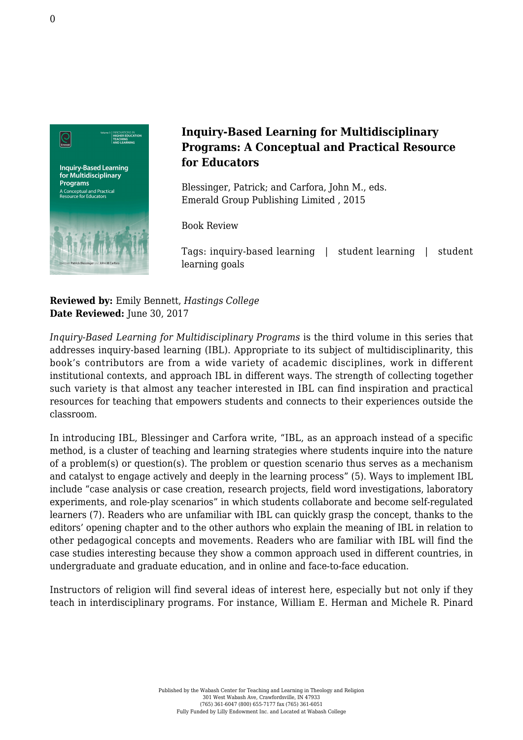# Inquiry-Based Learning for Multidisciplinary Programs: A Conceptual and Practical Resource for Educators

Blessinger, Patrick; and Carfora, John M., eds.
Emerald Group Publishing Limited , 2015

Book Review

Tags: inquiry-based learning | student learning | student learning goals

**Reviewed by:** Emily Bennett, *Hastings College*
**Date Reviewed:** June 30, 2017

*Inquiry-Based Learning for Multidisciplinary Programs* is the third volume in this series that addresses inquiry-based learning (IBL). Appropriate to its subject of multidisciplinarity, this book's contributors are from a wide variety of academic disciplines, work in different institutional contexts, and approach IBL in different ways. The strength of collecting together such variety is that almost any teacher interested in IBL can find inspiration and practical resources for teaching that empowers students and connects to their experiences outside the classroom.

In introducing IBL, Blessinger and Carfora write, "IBL, as an approach instead of a specific method, is a cluster of teaching and learning strategies where students inquire into the nature of a problem(s) or question(s). The problem or question scenario thus serves as a mechanism and catalyst to engage actively and deeply in the learning process" (5). Ways to implement IBL include "case analysis or case creation, research projects, field word investigations, laboratory experiments, and role-play scenarios" in which students collaborate and become self-regulated learners (7). Readers who are unfamiliar with IBL can quickly grasp the concept, thanks to the editors' opening chapter and to the other authors who explain the meaning of IBL in relation to other pedagogical concepts and movements. Readers who are familiar with IBL will find the case studies interesting because they show a common approach used in different countries, in undergraduate and graduate education, and in online and face-to-face education.

Instructors of religion will find several ideas of interest here, especially but not only if they teach in interdisciplinary programs. For instance, William E. Herman and Michele R. Pinard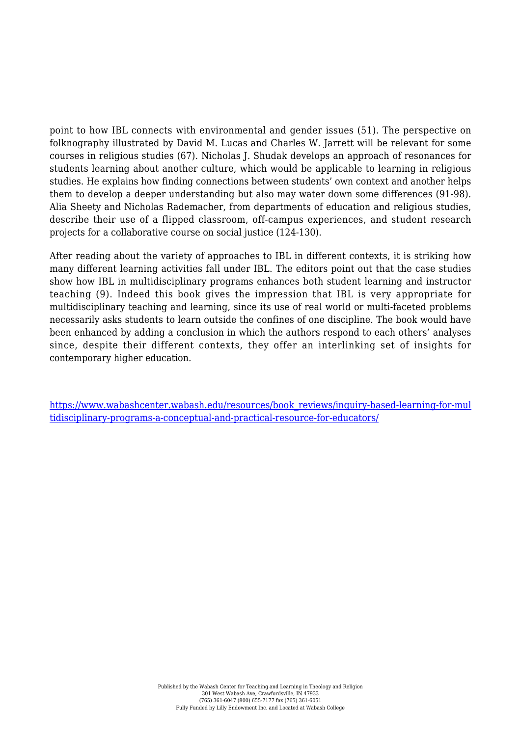point to how IBL connects with environmental and gender issues (51). The perspective on folknography illustrated by David M. Lucas and Charles W. Jarrett will be relevant for some courses in religious studies (67). Nicholas J. Shudak develops an approach of resonances for students learning about another culture, which would be applicable to learning in religious studies. He explains how finding connections between students' own context and another helps them to develop a deeper understanding but also may water down some differences (91-98). Alia Sheety and Nicholas Rademacher, from departments of education and religious studies, describe their use of a flipped classroom, off-campus experiences, and student research projects for a collaborative course on social justice (124-130).

After reading about the variety of approaches to IBL in different contexts, it is striking how many different learning activities fall under IBL. The editors point out that the case studies show how IBL in multidisciplinary programs enhances both student learning and instructor teaching (9). Indeed this book gives the impression that IBL is very appropriate for multidisciplinary teaching and learning, since its use of real world or multi-faceted problems necessarily asks students to learn outside the confines of one discipline. The book would have been enhanced by adding a conclusion in which the authors respond to each others' analyses since, despite their different contexts, they offer an interlinking set of insights for contemporary higher education.

https://www.wabashcenter.wabash.edu/resources/book_reviews/inquiry-based-learning-for-multidisciplinary-programs-a-conceptual-and-practical-resource-for-educators/

Published by the Wabash Center for Teaching and Learning in Theology and Religion
301 West Wabash Ave, Crawfordsville, IN 47933
(765) 361-6047 (800) 655-7177 fax (765) 361-6051
Fully Funded by Lilly Endowment Inc. and Located at Wabash College